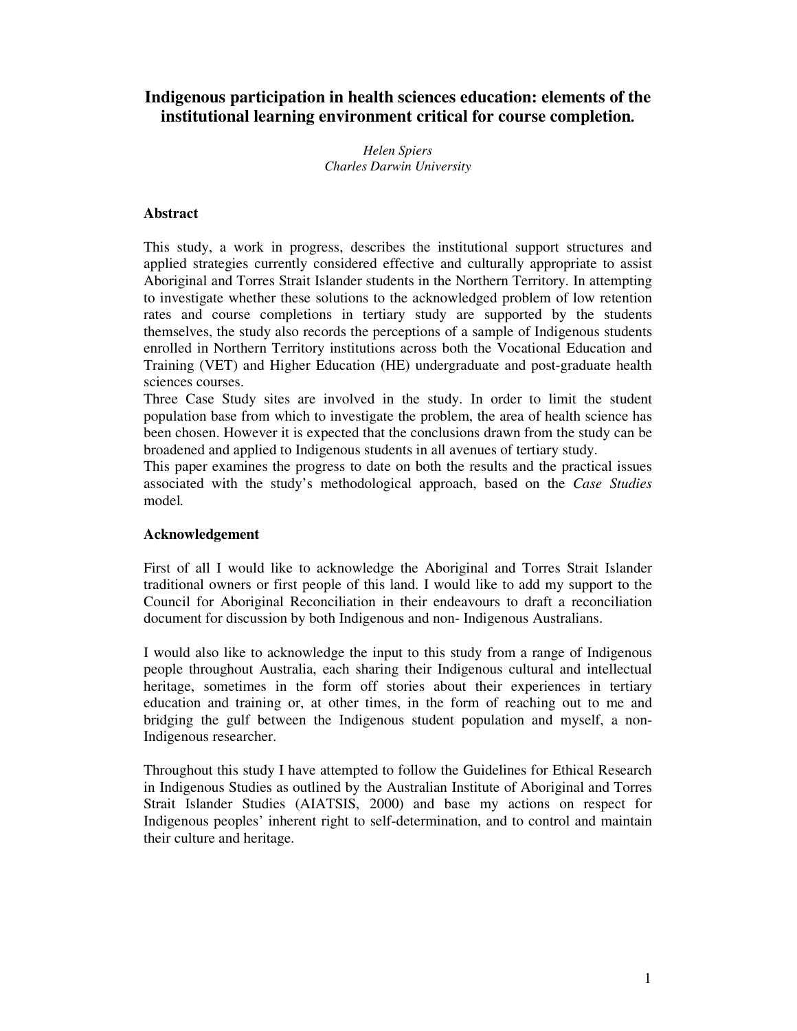# Indigenous participation in health sciences education: elements of the institutional learning environment critical for course completion.

*Helen Spiers*
*Charles Darwin University*

## Abstract

This study, a work in progress, describes the institutional support structures and applied strategies currently considered effective and culturally appropriate to assist Aboriginal and Torres Strait Islander students in the Northern Territory. In attempting to investigate whether these solutions to the acknowledged problem of low retention rates and course completions in tertiary study are supported by the students themselves, the study also records the perceptions of a sample of Indigenous students enrolled in Northern Territory institutions across both the Vocational Education and Training (VET) and Higher Education (HE) undergraduate and post-graduate health sciences courses.

Three Case Study sites are involved in the study. In order to limit the student population base from which to investigate the problem, the area of health science has been chosen. However it is expected that the conclusions drawn from the study can be broadened and applied to Indigenous students in all avenues of tertiary study.

This paper examines the progress to date on both the results and the practical issues associated with the study's methodological approach, based on the *Case Studies* model.

## Acknowledgement

First of all I would like to acknowledge the Aboriginal and Torres Strait Islander traditional owners or first people of this land. I would like to add my support to the Council for Aboriginal Reconciliation in their endeavours to draft a reconciliation document for discussion by both Indigenous and non- Indigenous Australians.

I would also like to acknowledge the input to this study from a range of Indigenous people throughout Australia, each sharing their Indigenous cultural and intellectual heritage, sometimes in the form off stories about their experiences in tertiary education and training or, at other times, in the form of reaching out to me and bridging the gulf between the Indigenous student population and myself, a non-Indigenous researcher.

Throughout this study I have attempted to follow the Guidelines for Ethical Research in Indigenous Studies as outlined by the Australian Institute of Aboriginal and Torres Strait Islander Studies (AIATSIS, 2000) and base my actions on respect for Indigenous peoples' inherent right to self-determination, and to control and maintain their culture and heritage.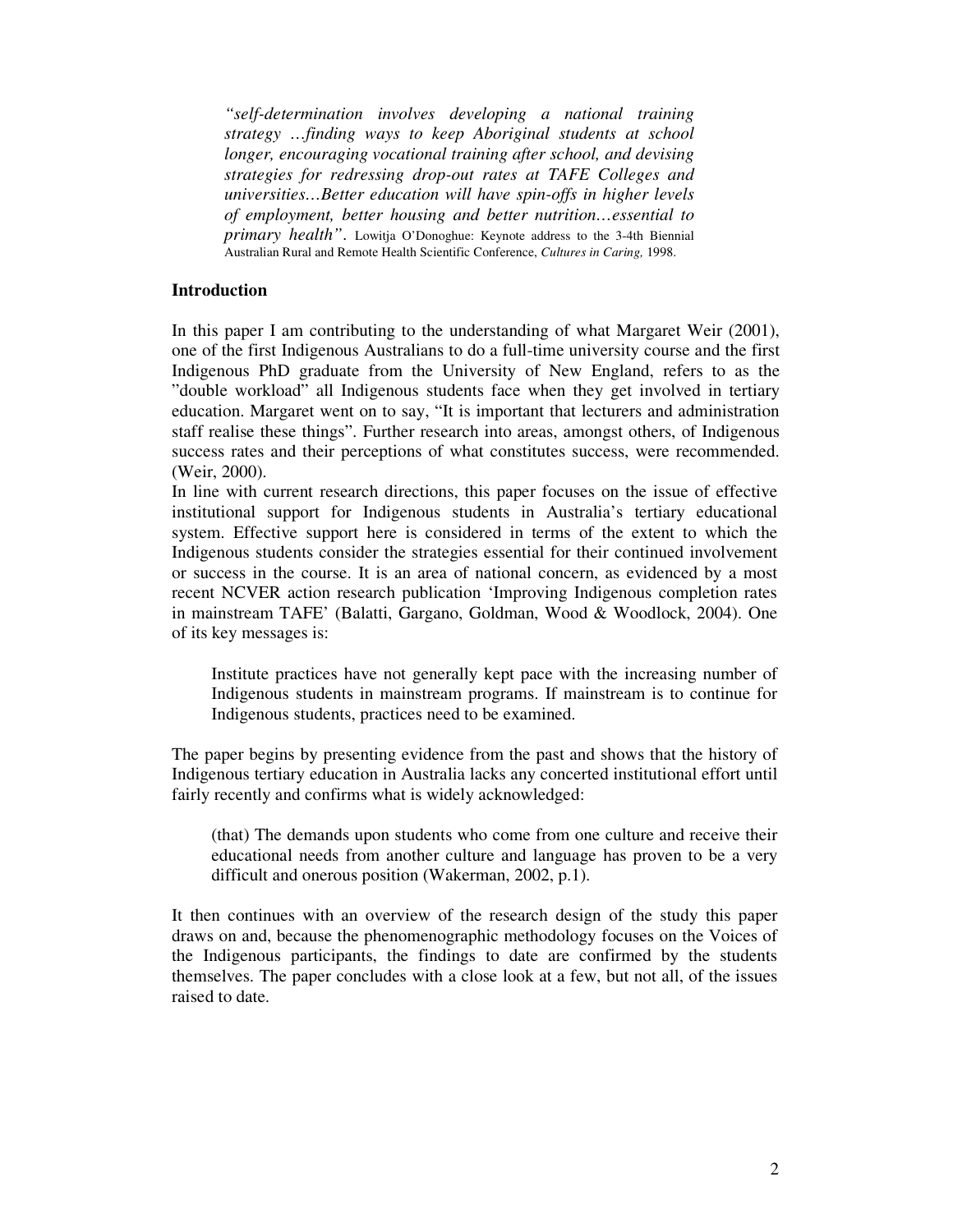> *"self-determination involves developing a national training strategy …finding ways to keep Aboriginal students at school longer, encouraging vocational training after school, and devising strategies for redressing drop-out rates at TAFE Colleges and universities…Better education will have spin-offs in higher levels of employment, better housing and better nutrition…essential to primary health".* Lowitja O'Donoghue: Keynote address to the 3-4th Biennial Australian Rural and Remote Health Scientific Conference, *Cultures in Caring,* 1998.

**Introduction**

In this paper I am contributing to the understanding of what Margaret Weir (2001), one of the first Indigenous Australians to do a full-time university course and the first Indigenous PhD graduate from the University of New England, refers to as the "double workload" all Indigenous students face when they get involved in tertiary education. Margaret went on to say, "It is important that lecturers and administration staff realise these things". Further research into areas, amongst others, of Indigenous success rates and their perceptions of what constitutes success, were recommended. (Weir, 2000).

In line with current research directions, this paper focuses on the issue of effective institutional support for Indigenous students in Australia's tertiary educational system. Effective support here is considered in terms of the extent to which the Indigenous students consider the strategies essential for their continued involvement or success in the course. It is an area of national concern, as evidenced by a most recent NCVER action research publication 'Improving Indigenous completion rates in mainstream TAFE' (Balatti, Gargano, Goldman, Wood & Woodlock, 2004). One of its key messages is:

> Institute practices have not generally kept pace with the increasing number of Indigenous students in mainstream programs. If mainstream is to continue for Indigenous students, practices need to be examined.

The paper begins by presenting evidence from the past and shows that the history of Indigenous tertiary education in Australia lacks any concerted institutional effort until fairly recently and confirms what is widely acknowledged:

> (that) The demands upon students who come from one culture and receive their educational needs from another culture and language has proven to be a very difficult and onerous position (Wakerman, 2002, p.1).

It then continues with an overview of the research design of the study this paper draws on and, because the phenomenographic methodology focuses on the Voices of the Indigenous participants, the findings to date are confirmed by the students themselves. The paper concludes with a close look at a few, but not all, of the issues raised to date.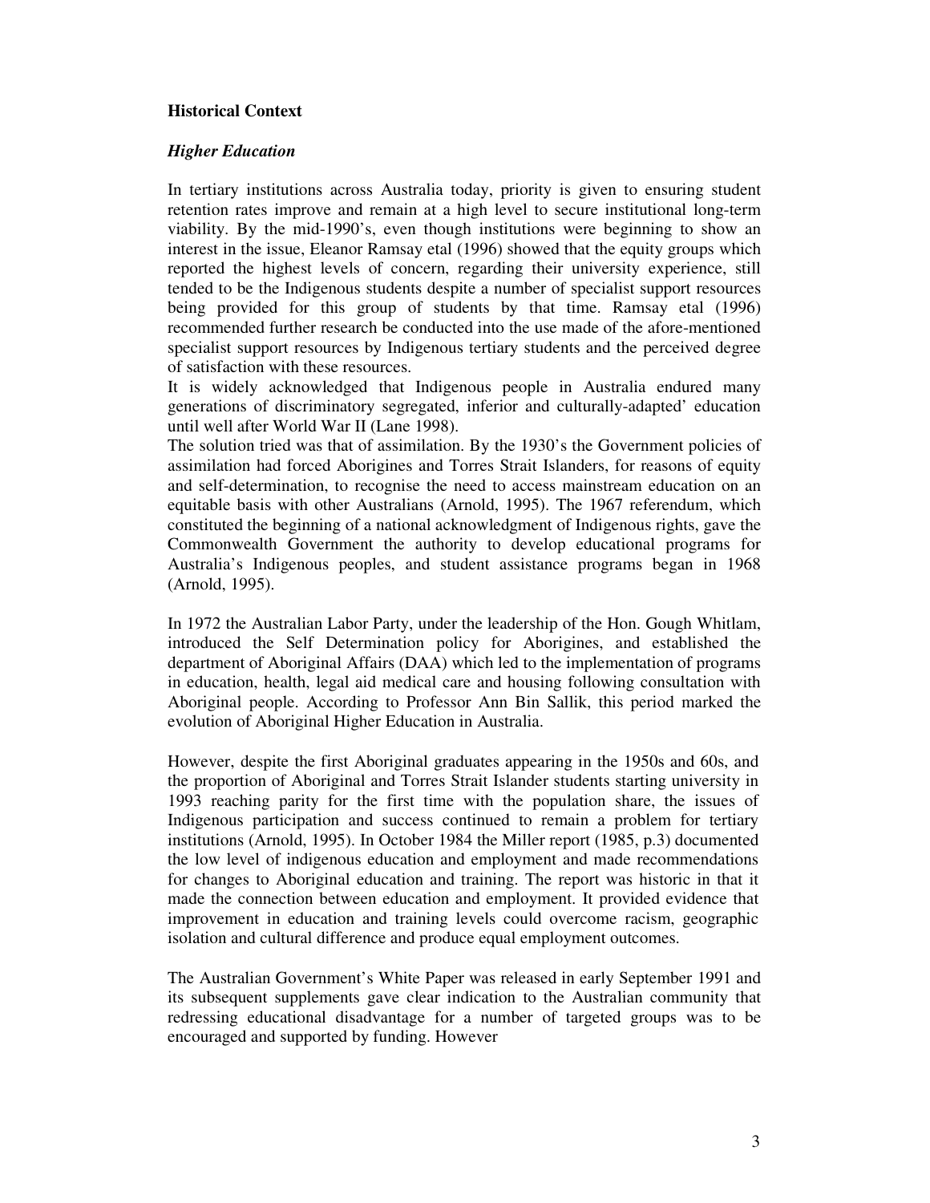**Historical Context**

***Higher Education***

In tertiary institutions across Australia today, priority is given to ensuring student retention rates improve and remain at a high level to secure institutional long-term viability. By the mid-1990's, even though institutions were beginning to show an interest in the issue, Eleanor Ramsay etal (1996) showed that the equity groups which reported the highest levels of concern, regarding their university experience, still tended to be the Indigenous students despite a number of specialist support resources being provided for this group of students by that time. Ramsay etal (1996) recommended further research be conducted into the use made of the afore-mentioned specialist support resources by Indigenous tertiary students and the perceived degree of satisfaction with these resources.
It is widely acknowledged that Indigenous people in Australia endured many generations of discriminatory segregated, inferior and culturally-adapted' education until well after World War II (Lane 1998).
The solution tried was that of assimilation. By the 1930's the Government policies of assimilation had forced Aborigines and Torres Strait Islanders, for reasons of equity and self-determination, to recognise the need to access mainstream education on an equitable basis with other Australians (Arnold, 1995). The 1967 referendum, which constituted the beginning of a national acknowledgment of Indigenous rights, gave the Commonwealth Government the authority to develop educational programs for Australia's Indigenous peoples, and student assistance programs began in 1968 (Arnold, 1995).

In 1972 the Australian Labor Party, under the leadership of the Hon. Gough Whitlam, introduced the Self Determination policy for Aborigines, and established the department of Aboriginal Affairs (DAA) which led to the implementation of programs in education, health, legal aid medical care and housing following consultation with Aboriginal people. According to Professor Ann Bin Sallik, this period marked the evolution of Aboriginal Higher Education in Australia.

However, despite the first Aboriginal graduates appearing in the 1950s and 60s, and the proportion of Aboriginal and Torres Strait Islander students starting university in 1993 reaching parity for the first time with the population share, the issues of Indigenous participation and success continued to remain a problem for tertiary institutions (Arnold, 1995). In October 1984 the Miller report (1985, p.3) documented the low level of indigenous education and employment and made recommendations for changes to Aboriginal education and training. The report was historic in that it made the connection between education and employment. It provided evidence that improvement in education and training levels could overcome racism, geographic isolation and cultural difference and produce equal employment outcomes.

The Australian Government's White Paper was released in early September 1991 and its subsequent supplements gave clear indication to the Australian community that redressing educational disadvantage for a number of targeted groups was to be encouraged and supported by funding. However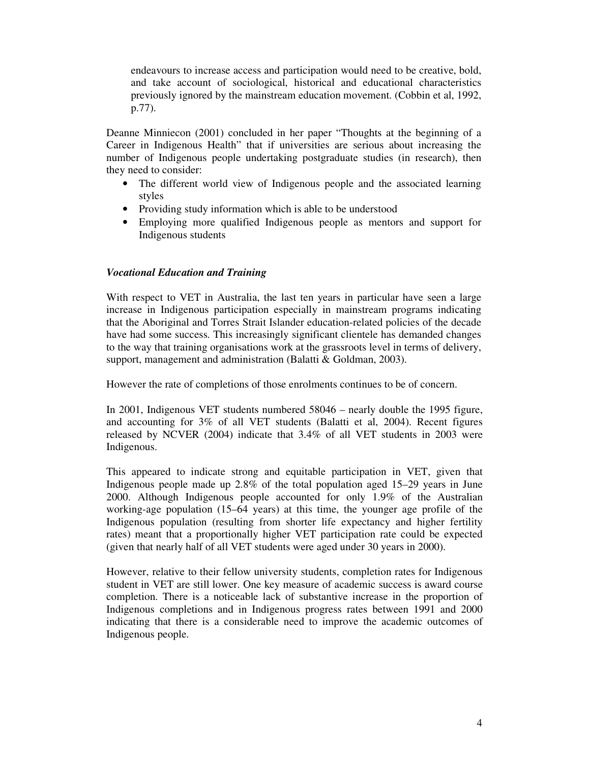> endeavours to increase access and participation would need to be creative, bold, and take account of sociological, historical and educational characteristics previously ignored by the mainstream education movement. (Cobbin et al, 1992, p.77).

Deanne Minniecon (2001) concluded in her paper "Thoughts at the beginning of a Career in Indigenous Health" that if universities are serious about increasing the number of Indigenous people undertaking postgraduate studies (in research), then they need to consider:

- The different world view of Indigenous people and the associated learning styles
- Providing study information which is able to be understood
- Employing more qualified Indigenous people as mentors and support for Indigenous students

### *Vocational Education and Training*

With respect to VET in Australia, the last ten years in particular have seen a large increase in Indigenous participation especially in mainstream programs indicating that the Aboriginal and Torres Strait Islander education-related policies of the decade have had some success. This increasingly significant clientele has demanded changes to the way that training organisations work at the grassroots level in terms of delivery, support, management and administration (Balatti & Goldman, 2003).

However the rate of completions of those enrolments continues to be of concern.

In 2001, Indigenous VET students numbered 58046 – nearly double the 1995 figure, and accounting for 3% of all VET students (Balatti et al, 2004). Recent figures released by NCVER (2004) indicate that 3.4% of all VET students in 2003 were Indigenous.

This appeared to indicate strong and equitable participation in VET, given that Indigenous people made up 2.8% of the total population aged 15–29 years in June 2000. Although Indigenous people accounted for only 1.9% of the Australian working-age population (15–64 years) at this time, the younger age profile of the Indigenous population (resulting from shorter life expectancy and higher fertility rates) meant that a proportionally higher VET participation rate could be expected (given that nearly half of all VET students were aged under 30 years in 2000).

However, relative to their fellow university students, completion rates for Indigenous student in VET are still lower. One key measure of academic success is award course completion. There is a noticeable lack of substantive increase in the proportion of Indigenous completions and in Indigenous progress rates between 1991 and 2000 indicating that there is a considerable need to improve the academic outcomes of Indigenous people.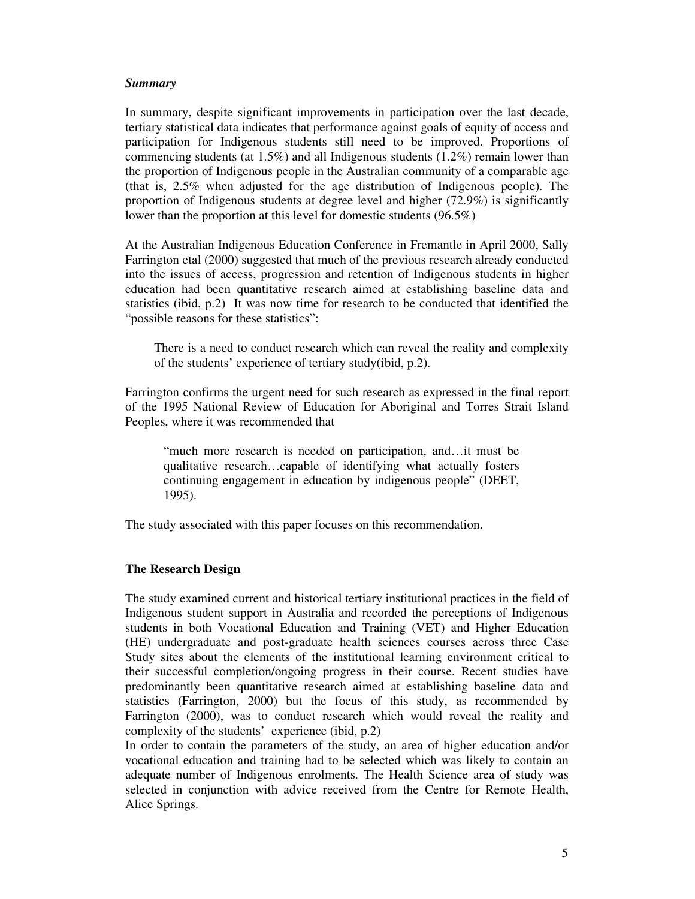***Summary***

In summary, despite significant improvements in participation over the last decade, tertiary statistical data indicates that performance against goals of equity of access and participation for Indigenous students still need to be improved. Proportions of commencing students (at 1.5%) and all Indigenous students (1.2%) remain lower than the proportion of Indigenous people in the Australian community of a comparable age (that is, 2.5% when adjusted for the age distribution of Indigenous people). The proportion of Indigenous students at degree level and higher (72.9%) is significantly lower than the proportion at this level for domestic students (96.5%)

At the Australian Indigenous Education Conference in Fremantle in April 2000, Sally Farrington etal (2000) suggested that much of the previous research already conducted into the issues of access, progression and retention of Indigenous students in higher education had been quantitative research aimed at establishing baseline data and statistics (ibid, p.2) It was now time for research to be conducted that identified the "possible reasons for these statistics":

> There is a need to conduct research which can reveal the reality and complexity of the students' experience of tertiary study(ibid, p.2).

Farrington confirms the urgent need for such research as expressed in the final report of the 1995 National Review of Education for Aboriginal and Torres Strait Island Peoples, where it was recommended that

> "much more research is needed on participation, and…it must be qualitative research…capable of identifying what actually fosters continuing engagement in education by indigenous people" (DEET, 1995).

The study associated with this paper focuses on this recommendation.

## The Research Design

The study examined current and historical tertiary institutional practices in the field of Indigenous student support in Australia and recorded the perceptions of Indigenous students in both Vocational Education and Training (VET) and Higher Education (HE) undergraduate and post-graduate health sciences courses across three Case Study sites about the elements of the institutional learning environment critical to their successful completion/ongoing progress in their course. Recent studies have predominantly been quantitative research aimed at establishing baseline data and statistics (Farrington, 2000) but the focus of this study, as recommended by Farrington (2000), was to conduct research which would reveal the reality and complexity of the students' experience (ibid, p.2)

In order to contain the parameters of the study, an area of higher education and/or vocational education and training had to be selected which was likely to contain an adequate number of Indigenous enrolments. The Health Science area of study was selected in conjunction with advice received from the Centre for Remote Health, Alice Springs.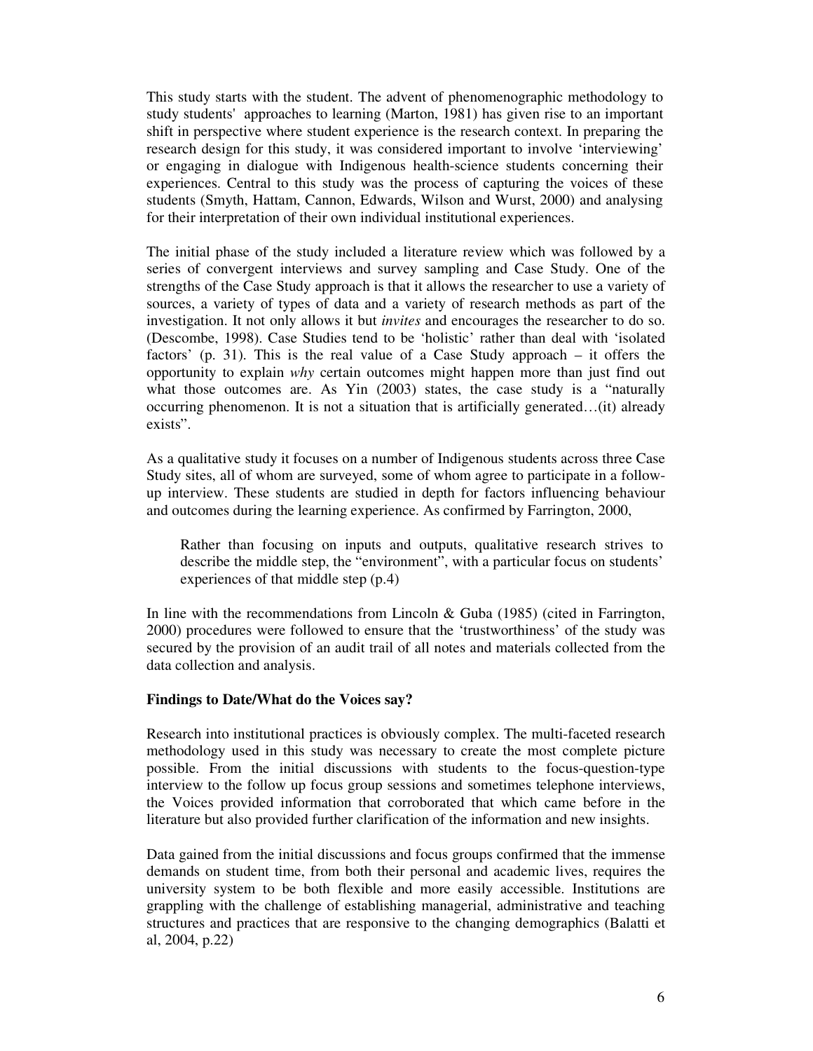This study starts with the student. The advent of phenomenographic methodology to study students' approaches to learning (Marton, 1981) has given rise to an important shift in perspective where student experience is the research context. In preparing the research design for this study, it was considered important to involve 'interviewing' or engaging in dialogue with Indigenous health-science students concerning their experiences. Central to this study was the process of capturing the voices of these students (Smyth, Hattam, Cannon, Edwards, Wilson and Wurst, 2000) and analysing for their interpretation of their own individual institutional experiences.

The initial phase of the study included a literature review which was followed by a series of convergent interviews and survey sampling and Case Study. One of the strengths of the Case Study approach is that it allows the researcher to use a variety of sources, a variety of types of data and a variety of research methods as part of the investigation. It not only allows it but *invites* and encourages the researcher to do so. (Descombe, 1998). Case Studies tend to be 'holistic' rather than deal with 'isolated factors' (p. 31). This is the real value of a Case Study approach – it offers the opportunity to explain *why* certain outcomes might happen more than just find out what those outcomes are. As Yin (2003) states, the case study is a "naturally occurring phenomenon. It is not a situation that is artificially generated…(it) already exists".

As a qualitative study it focuses on a number of Indigenous students across three Case Study sites, all of whom are surveyed, some of whom agree to participate in a follow-up interview. These students are studied in depth for factors influencing behaviour and outcomes during the learning experience. As confirmed by Farrington, 2000,

> Rather than focusing on inputs and outputs, qualitative research strives to describe the middle step, the "environment", with a particular focus on students' experiences of that middle step (p.4)

In line with the recommendations from Lincoln & Guba (1985) (cited in Farrington, 2000) procedures were followed to ensure that the 'trustworthiness' of the study was secured by the provision of an audit trail of all notes and materials collected from the data collection and analysis.

**Findings to Date/What do the Voices say?**

Research into institutional practices is obviously complex. The multi-faceted research methodology used in this study was necessary to create the most complete picture possible. From the initial discussions with students to the focus-question-type interview to the follow up focus group sessions and sometimes telephone interviews, the Voices provided information that corroborated that which came before in the literature but also provided further clarification of the information and new insights.

Data gained from the initial discussions and focus groups confirmed that the immense demands on student time, from both their personal and academic lives, requires the university system to be both flexible and more easily accessible. Institutions are grappling with the challenge of establishing managerial, administrative and teaching structures and practices that are responsive to the changing demographics (Balatti et al, 2004, p.22)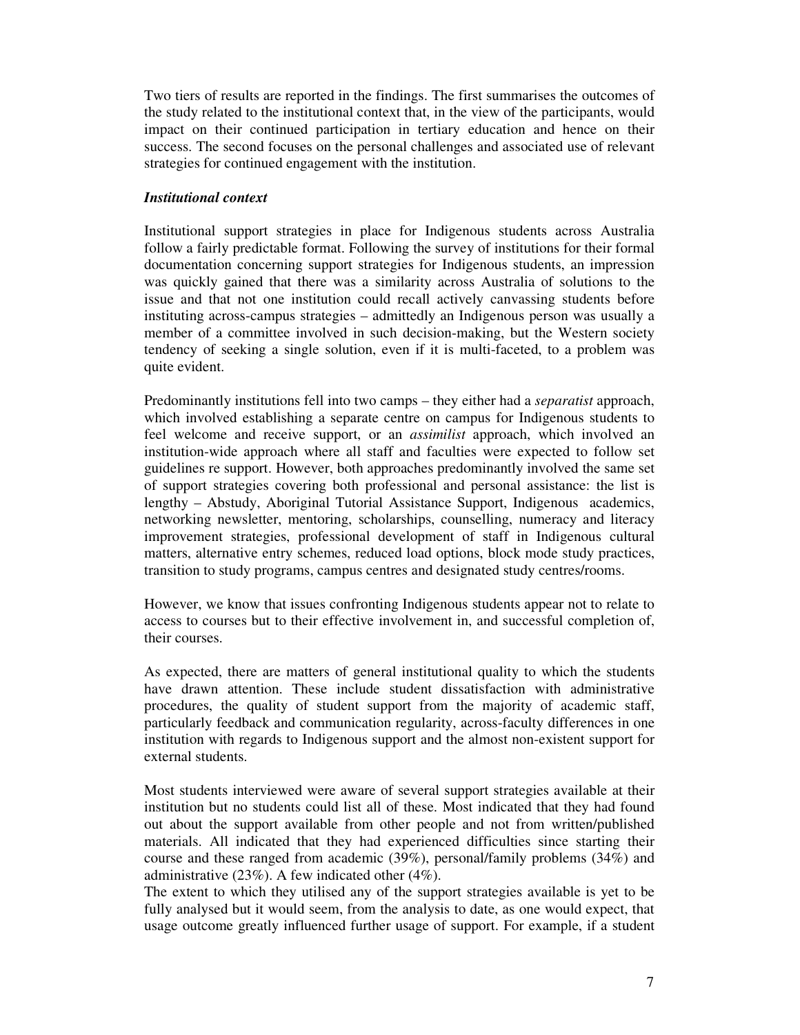Two tiers of results are reported in the findings. The first summarises the outcomes of the study related to the institutional context that, in the view of the participants, would impact on their continued participation in tertiary education and hence on their success. The second focuses on the personal challenges and associated use of relevant strategies for continued engagement with the institution.

### *Institutional context*

Institutional support strategies in place for Indigenous students across Australia follow a fairly predictable format. Following the survey of institutions for their formal documentation concerning support strategies for Indigenous students, an impression was quickly gained that there was a similarity across Australia of solutions to the issue and that not one institution could recall actively canvassing students before instituting across-campus strategies – admittedly an Indigenous person was usually a member of a committee involved in such decision-making, but the Western society tendency of seeking a single solution, even if it is multi-faceted, to a problem was quite evident.

Predominantly institutions fell into two camps – they either had a *separatist* approach, which involved establishing a separate centre on campus for Indigenous students to feel welcome and receive support, or an *assimilist* approach, which involved an institution-wide approach where all staff and faculties were expected to follow set guidelines re support. However, both approaches predominantly involved the same set of support strategies covering both professional and personal assistance: the list is lengthy – Abstudy, Aboriginal Tutorial Assistance Support, Indigenous academics, networking newsletter, mentoring, scholarships, counselling, numeracy and literacy improvement strategies, professional development of staff in Indigenous cultural matters, alternative entry schemes, reduced load options, block mode study practices, transition to study programs, campus centres and designated study centres/rooms.

However, we know that issues confronting Indigenous students appear not to relate to access to courses but to their effective involvement in, and successful completion of, their courses.

As expected, there are matters of general institutional quality to which the students have drawn attention. These include student dissatisfaction with administrative procedures, the quality of student support from the majority of academic staff, particularly feedback and communication regularity, across-faculty differences in one institution with regards to Indigenous support and the almost non-existent support for external students.

Most students interviewed were aware of several support strategies available at their institution but no students could list all of these. Most indicated that they had found out about the support available from other people and not from written/published materials. All indicated that they had experienced difficulties since starting their course and these ranged from academic (39%), personal/family problems (34%) and administrative (23%). A few indicated other (4%).
The extent to which they utilised any of the support strategies available is yet to be fully analysed but it would seem, from the analysis to date, as one would expect, that usage outcome greatly influenced further usage of support. For example, if a student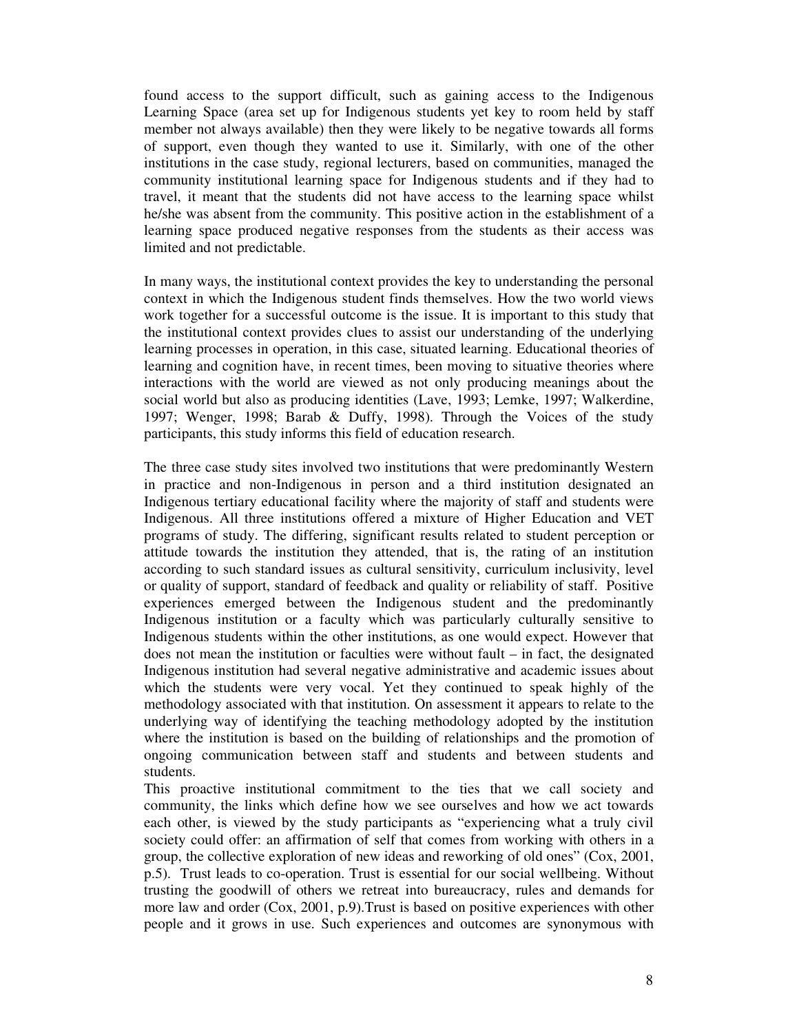found access to the support difficult, such as gaining access to the Indigenous Learning Space (area set up for Indigenous students yet key to room held by staff member not always available) then they were likely to be negative towards all forms of support, even though they wanted to use it. Similarly, with one of the other institutions in the case study, regional lecturers, based on communities, managed the community institutional learning space for Indigenous students and if they had to travel, it meant that the students did not have access to the learning space whilst he/she was absent from the community. This positive action in the establishment of a learning space produced negative responses from the students as their access was limited and not predictable.

In many ways, the institutional context provides the key to understanding the personal context in which the Indigenous student finds themselves. How the two world views work together for a successful outcome is the issue. It is important to this study that the institutional context provides clues to assist our understanding of the underlying learning processes in operation, in this case, situated learning. Educational theories of learning and cognition have, in recent times, been moving to situative theories where interactions with the world are viewed as not only producing meanings about the social world but also as producing identities (Lave, 1993; Lemke, 1997; Walkerdine, 1997; Wenger, 1998; Barab & Duffy, 1998). Through the Voices of the study participants, this study informs this field of education research.

The three case study sites involved two institutions that were predominantly Western in practice and non-Indigenous in person and a third institution designated an Indigenous tertiary educational facility where the majority of staff and students were Indigenous. All three institutions offered a mixture of Higher Education and VET programs of study. The differing, significant results related to student perception or attitude towards the institution they attended, that is, the rating of an institution according to such standard issues as cultural sensitivity, curriculum inclusivity, level or quality of support, standard of feedback and quality or reliability of staff. Positive experiences emerged between the Indigenous student and the predominantly Indigenous institution or a faculty which was particularly culturally sensitive to Indigenous students within the other institutions, as one would expect. However that does not mean the institution or faculties were without fault – in fact, the designated Indigenous institution had several negative administrative and academic issues about which the students were very vocal. Yet they continued to speak highly of the methodology associated with that institution. On assessment it appears to relate to the underlying way of identifying the teaching methodology adopted by the institution where the institution is based on the building of relationships and the promotion of ongoing communication between staff and students and between students and students.

This proactive institutional commitment to the ties that we call society and community, the links which define how we see ourselves and how we act towards each other, is viewed by the study participants as "experiencing what a truly civil society could offer: an affirmation of self that comes from working with others in a group, the collective exploration of new ideas and reworking of old ones" (Cox, 2001, p.5). Trust leads to co-operation. Trust is essential for our social wellbeing. Without trusting the goodwill of others we retreat into bureaucracy, rules and demands for more law and order (Cox, 2001, p.9).Trust is based on positive experiences with other people and it grows in use. Such experiences and outcomes are synonymous with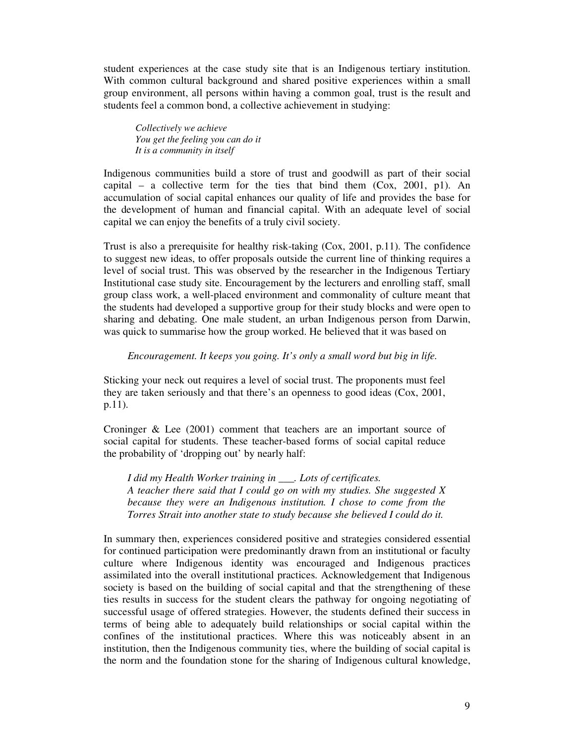student experiences at the case study site that is an Indigenous tertiary institution. With common cultural background and shared positive experiences within a small group environment, all persons within having a common goal, trust is the result and students feel a common bond, a collective achievement in studying:

> *Collectively we achieve*
> *You get the feeling you can do it*
> *It is a community in itself*

Indigenous communities build a store of trust and goodwill as part of their social capital – a collective term for the ties that bind them (Cox, 2001, p1). An accumulation of social capital enhances our quality of life and provides the base for the development of human and financial capital. With an adequate level of social capital we can enjoy the benefits of a truly civil society.

Trust is also a prerequisite for healthy risk-taking (Cox, 2001, p.11). The confidence to suggest new ideas, to offer proposals outside the current line of thinking requires a level of social trust. This was observed by the researcher in the Indigenous Tertiary Institutional case study site. Encouragement by the lecturers and enrolling staff, small group class work, a well-placed environment and commonality of culture meant that the students had developed a supportive group for their study blocks and were open to sharing and debating. One male student, an urban Indigenous person from Darwin, was quick to summarise how the group worked. He believed that it was based on

> *Encouragement. It keeps you going. It's only a small word but big in life.*

Sticking your neck out requires a level of social trust. The proponents must feel they are taken seriously and that there's an openness to good ideas (Cox, 2001, p.11).

Croninger & Lee (2001) comment that teachers are an important source of social capital for students. These teacher-based forms of social capital reduce the probability of 'dropping out' by nearly half:

> *I did my Health Worker training in ___. Lots of certificates.*
> *A teacher there said that I could go on with my studies. She suggested X because they were an Indigenous institution. I chose to come from the Torres Strait into another state to study because she believed I could do it.*

In summary then, experiences considered positive and strategies considered essential for continued participation were predominantly drawn from an institutional or faculty culture where Indigenous identity was encouraged and Indigenous practices assimilated into the overall institutional practices. Acknowledgement that Indigenous society is based on the building of social capital and that the strengthening of these ties results in success for the student clears the pathway for ongoing negotiating of successful usage of offered strategies. However, the students defined their success in terms of being able to adequately build relationships or social capital within the confines of the institutional practices. Where this was noticeably absent in an institution, then the Indigenous community ties, where the building of social capital is the norm and the foundation stone for the sharing of Indigenous cultural knowledge,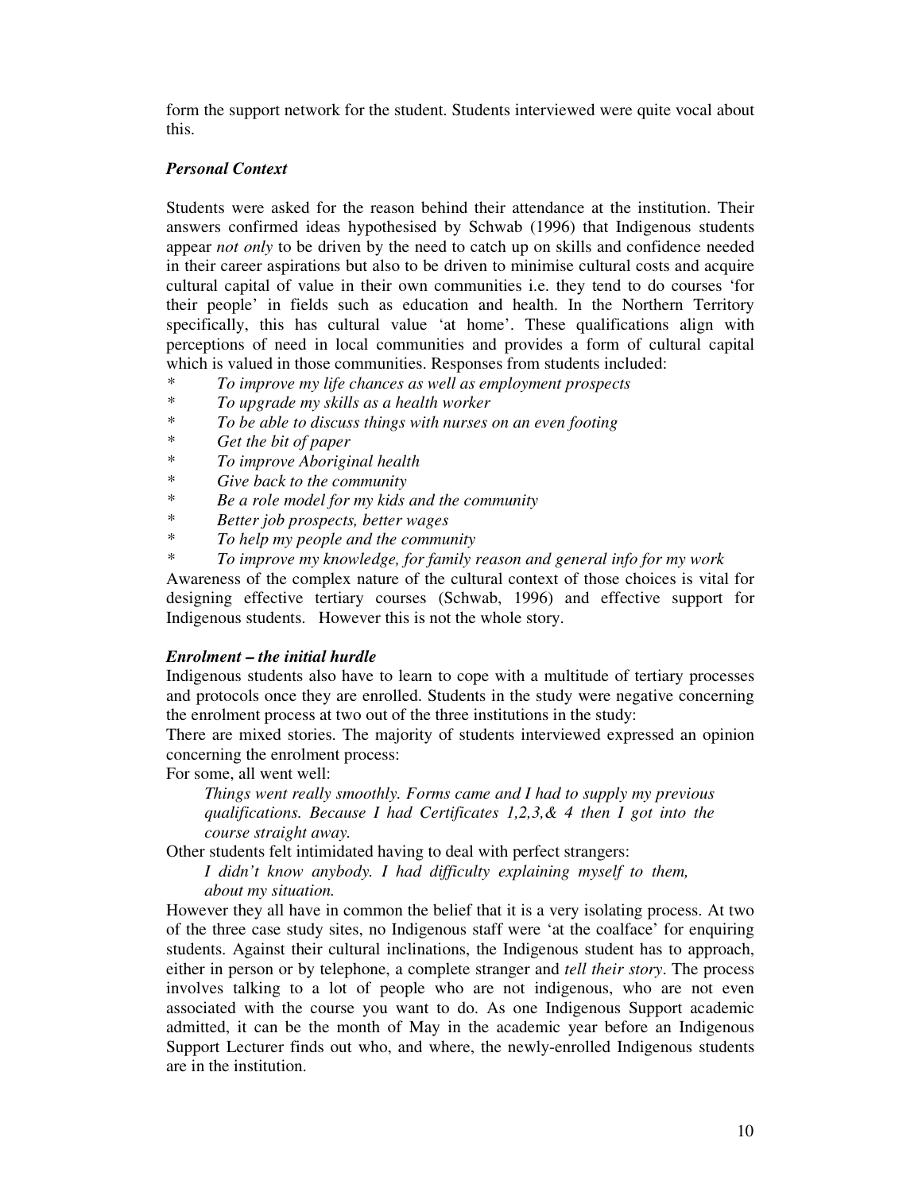form the support network for the student. Students interviewed were quite vocal about this.

### *Personal Context*

Students were asked for the reason behind their attendance at the institution. Their answers confirmed ideas hypothesised by Schwab (1996) that Indigenous students appear *not only* to be driven by the need to catch up on skills and confidence needed in their career aspirations but also to be driven to minimise cultural costs and acquire cultural capital of value in their own communities i.e. they tend to do courses 'for their people' in fields such as education and health. In the Northern Territory specifically, this has cultural value 'at home'. These qualifications align with perceptions of need in local communities and provides a form of cultural capital which is valued in those communities. Responses from students included:

* *To improve my life chances as well as employment prospects*
* *To upgrade my skills as a health worker*
* *To be able to discuss things with nurses on an even footing*
* *Get the bit of paper*
* *To improve Aboriginal health*
* *Give back to the community*
* *Be a role model for my kids and the community*
* *Better job prospects, better wages*
* *To help my people and the community*
* *To improve my knowledge, for family reason and general info for my work*

Awareness of the complex nature of the cultural context of those choices is vital for designing effective tertiary courses (Schwab, 1996) and effective support for Indigenous students. However this is not the whole story.

### *Enrolment – the initial hurdle*

Indigenous students also have to learn to cope with a multitude of tertiary processes and protocols once they are enrolled. Students in the study were negative concerning the enrolment process at two out of the three institutions in the study:

There are mixed stories. The majority of students interviewed expressed an opinion concerning the enrolment process:

For some, all went well:

> *Things went really smoothly. Forms came and I had to supply my previous qualifications. Because I had Certificates 1,2,3,& 4 then I got into the course straight away.*

Other students felt intimidated having to deal with perfect strangers:

> *I didn't know anybody. I had difficulty explaining myself to them, about my situation.*

However they all have in common the belief that it is a very isolating process. At two of the three case study sites, no Indigenous staff were 'at the coalface' for enquiring students. Against their cultural inclinations, the Indigenous student has to approach, either in person or by telephone, a complete stranger and *tell their story*. The process involves talking to a lot of people who are not indigenous, who are not even associated with the course you want to do. As one Indigenous Support academic admitted, it can be the month of May in the academic year before an Indigenous Support Lecturer finds out who, and where, the newly-enrolled Indigenous students are in the institution.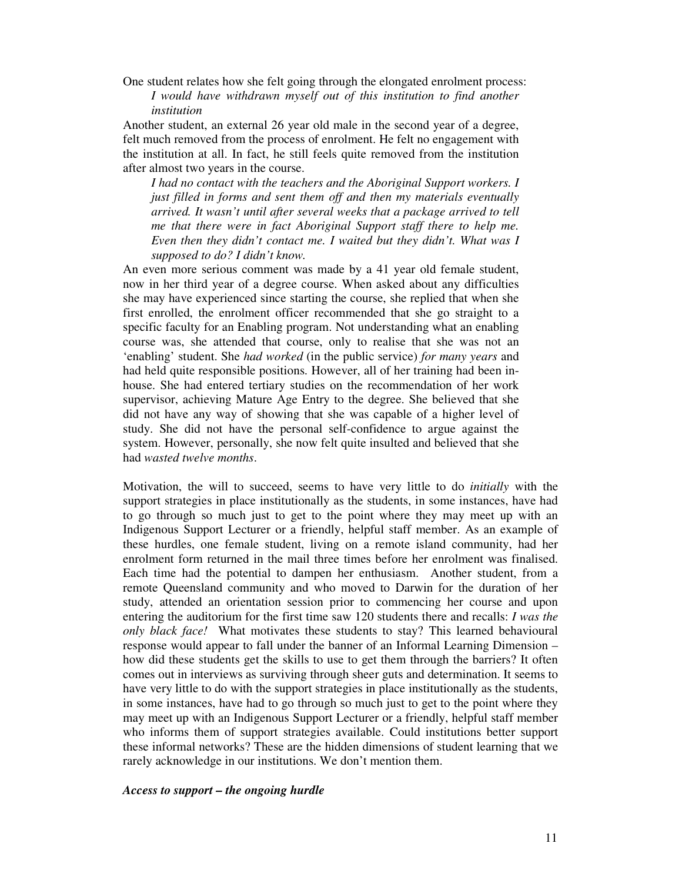One student relates how she felt going through the elongated enrolment process:

> *I would have withdrawn myself out of this institution to find another institution*

Another student, an external 26 year old male in the second year of a degree, felt much removed from the process of enrolment. He felt no engagement with the institution at all. In fact, he still feels quite removed from the institution after almost two years in the course.

> *I had no contact with the teachers and the Aboriginal Support workers. I just filled in forms and sent them off and then my materials eventually arrived. It wasn't until after several weeks that a package arrived to tell me that there were in fact Aboriginal Support staff there to help me. Even then they didn't contact me. I waited but they didn't. What was I supposed to do? I didn't know.*

An even more serious comment was made by a 41 year old female student, now in her third year of a degree course. When asked about any difficulties she may have experienced since starting the course, she replied that when she first enrolled, the enrolment officer recommended that she go straight to a specific faculty for an Enabling program. Not understanding what an enabling course was, she attended that course, only to realise that she was not an 'enabling' student. She *had worked* (in the public service) *for many years* and had held quite responsible positions. However, all of her training had been in-house. She had entered tertiary studies on the recommendation of her work supervisor, achieving Mature Age Entry to the degree. She believed that she did not have any way of showing that she was capable of a higher level of study. She did not have the personal self-confidence to argue against the system. However, personally, she now felt quite insulted and believed that she had *wasted twelve months*.

Motivation, the will to succeed, seems to have very little to do *initially* with the support strategies in place institutionally as the students, in some instances, have had to go through so much just to get to the point where they may meet up with an Indigenous Support Lecturer or a friendly, helpful staff member. As an example of these hurdles, one female student, living on a remote island community, had her enrolment form returned in the mail three times before her enrolment was finalised. Each time had the potential to dampen her enthusiasm. Another student, from a remote Queensland community and who moved to Darwin for the duration of her study, attended an orientation session prior to commencing her course and upon entering the auditorium for the first time saw 120 students there and recalls: *I was the only black face!* What motivates these students to stay? This learned behavioural response would appear to fall under the banner of an Informal Learning Dimension – how did these students get the skills to use to get them through the barriers? It often comes out in interviews as surviving through sheer guts and determination. It seems to have very little to do with the support strategies in place institutionally as the students, in some instances, have had to go through so much just to get to the point where they may meet up with an Indigenous Support Lecturer or a friendly, helpful staff member who informs them of support strategies available. Could institutions better support these informal networks? These are the hidden dimensions of student learning that we rarely acknowledge in our institutions. We don't mention them.

### ***Access to support – the ongoing hurdle***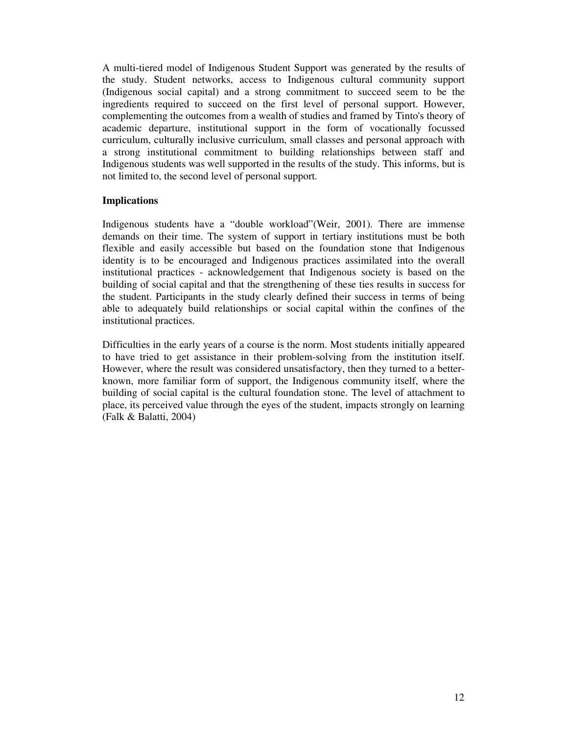A multi-tiered model of Indigenous Student Support was generated by the results of the study. Student networks, access to Indigenous cultural community support (Indigenous social capital) and a strong commitment to succeed seem to be the ingredients required to succeed on the first level of personal support. However, complementing the outcomes from a wealth of studies and framed by Tinto's theory of academic departure, institutional support in the form of vocationally focussed curriculum, culturally inclusive curriculum, small classes and personal approach with a strong institutional commitment to building relationships between staff and Indigenous students was well supported in the results of the study. This informs, but is not limited to, the second level of personal support.

**Implications**

Indigenous students have a "double workload"(Weir, 2001). There are immense demands on their time. The system of support in tertiary institutions must be both flexible and easily accessible but based on the foundation stone that Indigenous identity is to be encouraged and Indigenous practices assimilated into the overall institutional practices - acknowledgement that Indigenous society is based on the building of social capital and that the strengthening of these ties results in success for the student. Participants in the study clearly defined their success in terms of being able to adequately build relationships or social capital within the confines of the institutional practices.

Difficulties in the early years of a course is the norm. Most students initially appeared to have tried to get assistance in their problem-solving from the institution itself. However, where the result was considered unsatisfactory, then they turned to a better-known, more familiar form of support, the Indigenous community itself, where the building of social capital is the cultural foundation stone. The level of attachment to place, its perceived value through the eyes of the student, impacts strongly on learning (Falk & Balatti, 2004)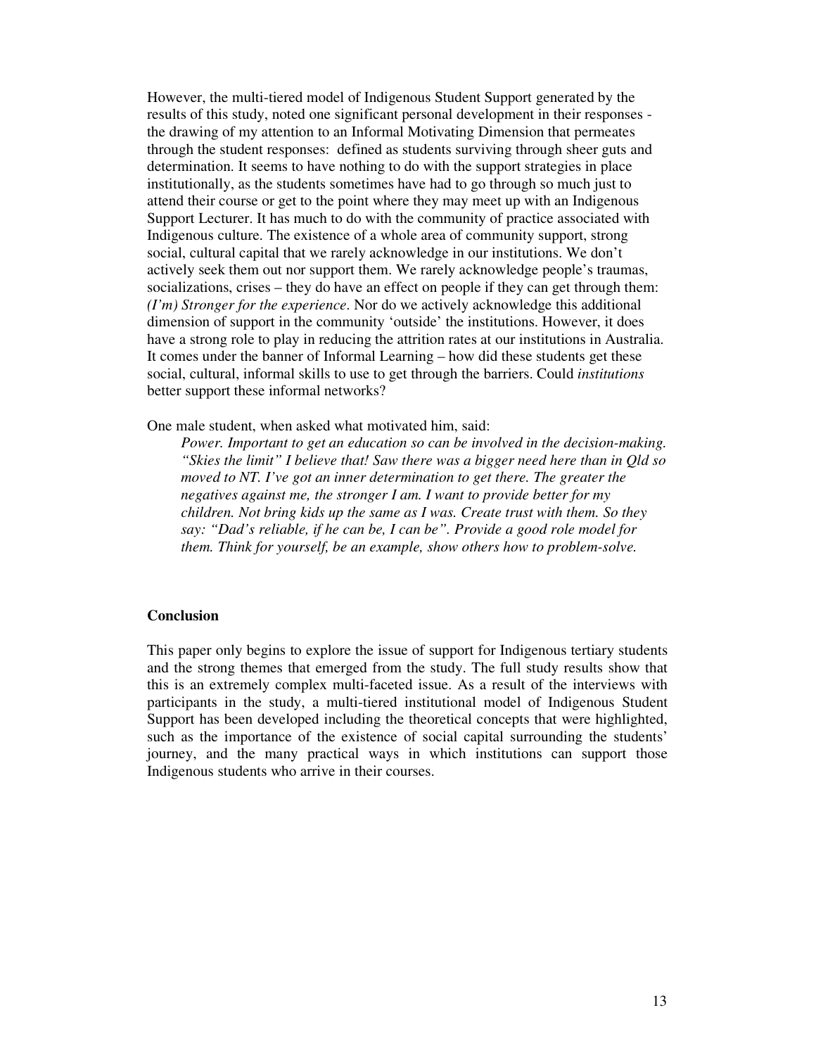However, the multi-tiered model of Indigenous Student Support generated by the results of this study, noted one significant personal development in their responses - the drawing of my attention to an Informal Motivating Dimension that permeates through the student responses: defined as students surviving through sheer guts and determination. It seems to have nothing to do with the support strategies in place institutionally, as the students sometimes have had to go through so much just to attend their course or get to the point where they may meet up with an Indigenous Support Lecturer. It has much to do with the community of practice associated with Indigenous culture. The existence of a whole area of community support, strong social, cultural capital that we rarely acknowledge in our institutions. We don't actively seek them out nor support them. We rarely acknowledge people's traumas, socializations, crises – they do have an effect on people if they can get through them: *(I'm) Stronger for the experience*. Nor do we actively acknowledge this additional dimension of support in the community 'outside' the institutions. However, it does have a strong role to play in reducing the attrition rates at our institutions in Australia. It comes under the banner of Informal Learning – how did these students get these social, cultural, informal skills to use to get through the barriers. Could *institutions* better support these informal networks?

One male student, when asked what motivated him, said:

> *Power. Important to get an education so can be involved in the decision-making. "Skies the limit" I believe that! Saw there was a bigger need here than in Qld so moved to NT. I've got an inner determination to get there. The greater the negatives against me, the stronger I am. I want to provide better for my children. Not bring kids up the same as I was. Create trust with them. So they say: "Dad's reliable, if he can be, I can be". Provide a good role model for them. Think for yourself, be an example, show others how to problem-solve.*

## Conclusion

This paper only begins to explore the issue of support for Indigenous tertiary students and the strong themes that emerged from the study. The full study results show that this is an extremely complex multi-faceted issue. As a result of the interviews with participants in the study, a multi-tiered institutional model of Indigenous Student Support has been developed including the theoretical concepts that were highlighted, such as the importance of the existence of social capital surrounding the students' journey, and the many practical ways in which institutions can support those Indigenous students who arrive in their courses.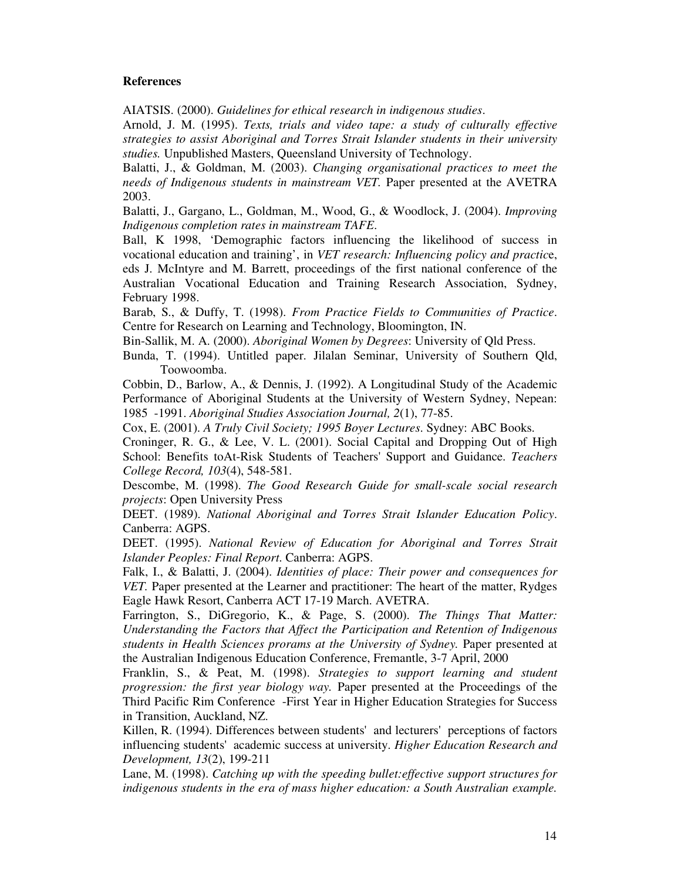**References**

AIATSIS. (2000). *Guidelines for ethical research in indigenous studies*.

Arnold, J. M. (1995). *Texts, trials and video tape: a study of culturally effective strategies to assist Aboriginal and Torres Strait Islander students in their university studies.* Unpublished Masters, Queensland University of Technology.

Balatti, J., & Goldman, M. (2003). *Changing organisational practices to meet the needs of Indigenous students in mainstream VET.* Paper presented at the AVETRA 2003.

Balatti, J., Gargano, L., Goldman, M., Wood, G., & Woodlock, J. (2004). *Improving Indigenous completion rates in mainstream TAFE*.

Ball, K 1998, 'Demographic factors influencing the likelihood of success in vocational education and training', in *VET research: Influencing policy and practice*, eds J. McIntyre and M. Barrett, proceedings of the first national conference of the Australian Vocational Education and Training Research Association, Sydney, February 1998.

Barab, S., & Duffy, T. (1998). *From Practice Fields to Communities of Practice*. Centre for Research on Learning and Technology, Bloomington, IN.

Bin-Sallik, M. A. (2000). *Aboriginal Women by Degrees*: University of Qld Press.

Bunda, T. (1994). Untitled paper. Jilalan Seminar, University of Southern Qld, Toowoomba.

Cobbin, D., Barlow, A., & Dennis, J. (1992). A Longitudinal Study of the Academic Performance of Aboriginal Students at the University of Western Sydney, Nepean: 1985 -1991. *Aboriginal Studies Association Journal, 2*(1), 77-85.

Cox, E. (2001). *A Truly Civil Society; 1995 Boyer Lectures*. Sydney: ABC Books.

Croninger, R. G., & Lee, V. L. (2001). Social Capital and Dropping Out of High School: Benefits toAt-Risk Students of Teachers' Support and Guidance. *Teachers College Record, 103*(4), 548-581.

Descombe, M. (1998). *The Good Research Guide for small-scale social research projects*: Open University Press

DEET. (1989). *National Aboriginal and Torres Strait Islander Education Policy*. Canberra: AGPS.

DEET. (1995). *National Review of Education for Aboriginal and Torres Strait Islander Peoples: Final Report*. Canberra: AGPS.

Falk, I., & Balatti, J. (2004). *Identities of place: Their power and consequences for VET.* Paper presented at the Learner and practitioner: The heart of the matter, Rydges Eagle Hawk Resort, Canberra ACT 17-19 March. AVETRA.

Farrington, S., DiGregorio, K., & Page, S. (2000). *The Things That Matter: Understanding the Factors that Affect the Participation and Retention of Indigenous students in Health Sciences prorams at the University of Sydney.* Paper presented at the Australian Indigenous Education Conference, Fremantle, 3-7 April, 2000

Franklin, S., & Peat, M. (1998). *Strategies to support learning and student progression: the first year biology way.* Paper presented at the Proceedings of the Third Pacific Rim Conference -First Year in Higher Education Strategies for Success in Transition, Auckland, NZ.

Killen, R. (1994). Differences between students' and lecturers' perceptions of factors influencing students' academic success at university. *Higher Education Research and Development, 13*(2), 199-211

Lane, M. (1998). *Catching up with the speeding bullet:effective support structures for indigenous students in the era of mass higher education: a South Australian example.*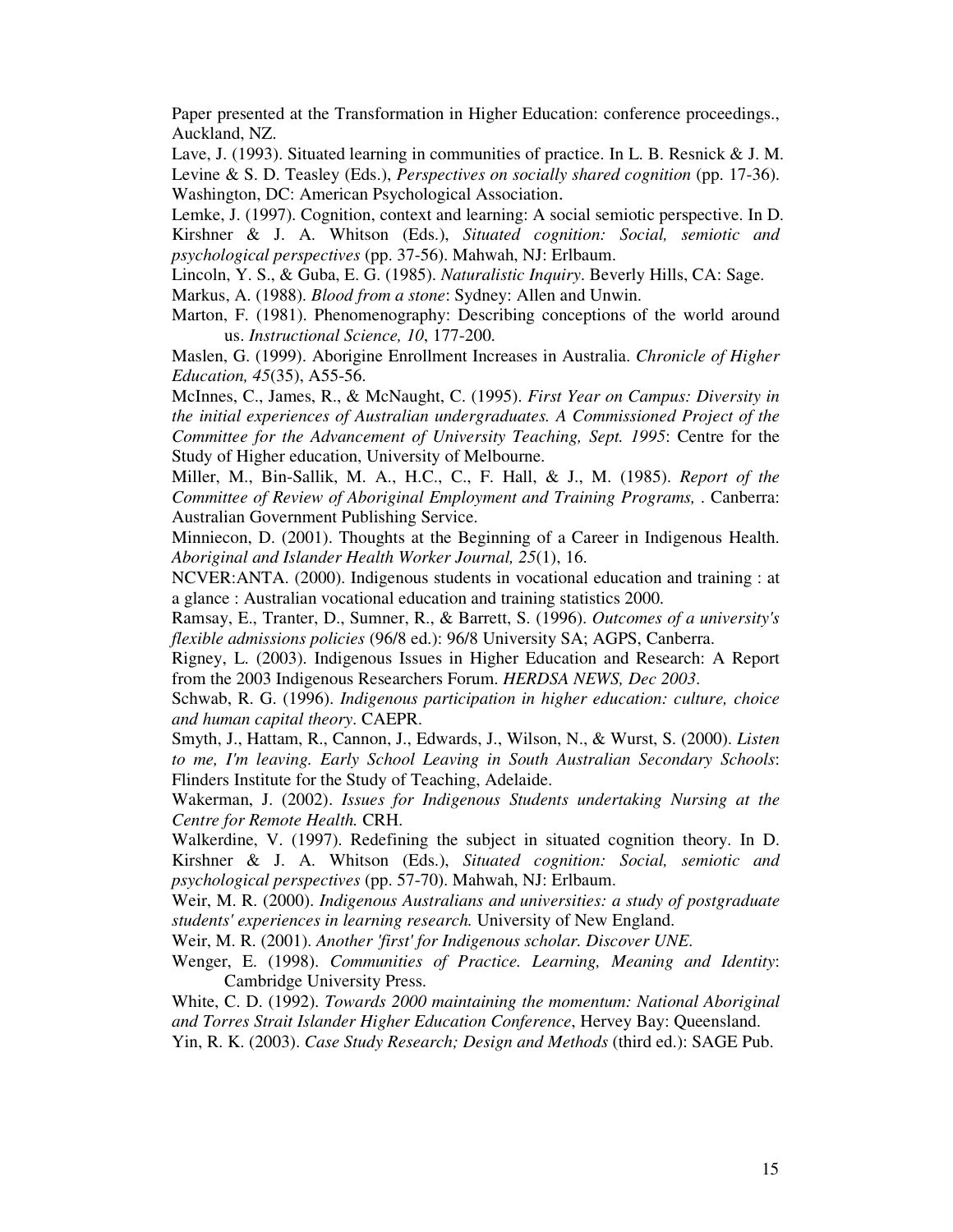Paper presented at the Transformation in Higher Education: conference proceedings., Auckland, NZ.

Lave, J. (1993). Situated learning in communities of practice. In L. B. Resnick & J. M. Levine & S. D. Teasley (Eds.), *Perspectives on socially shared cognition* (pp. 17-36). Washington, DC: American Psychological Association.

Lemke, J. (1997). Cognition, context and learning: A social semiotic perspective. In D. Kirshner & J. A. Whitson (Eds.), *Situated cognition: Social, semiotic and psychological perspectives* (pp. 37-56). Mahwah, NJ: Erlbaum.

Lincoln, Y. S., & Guba, E. G. (1985). *Naturalistic Inquiry*. Beverly Hills, CA: Sage.

Markus, A. (1988). *Blood from a stone*: Sydney: Allen and Unwin.

Marton, F. (1981). Phenomenography: Describing conceptions of the world around us. *Instructional Science, 10*, 177-200.

Maslen, G. (1999). Aborigine Enrollment Increases in Australia. *Chronicle of Higher Education, 45*(35), A55-56.

McInnes, C., James, R., & McNaught, C. (1995). *First Year on Campus: Diversity in the initial experiences of Australian undergraduates. A Commissioned Project of the Committee for the Advancement of University Teaching, Sept. 1995*: Centre for the Study of Higher education, University of Melbourne.

Miller, M., Bin-Sallik, M. A., H.C., C., F. Hall, & J., M. (1985). *Report of the Committee of Review of Aboriginal Employment and Training Programs,* . Canberra: Australian Government Publishing Service.

Minniecon, D. (2001). Thoughts at the Beginning of a Career in Indigenous Health. *Aboriginal and Islander Health Worker Journal, 25*(1), 16.

NCVER:ANTA. (2000). Indigenous students in vocational education and training : at a glance : Australian vocational education and training statistics 2000.

Ramsay, E., Tranter, D., Sumner, R., & Barrett, S. (1996). *Outcomes of a university's flexible admissions policies* (96/8 ed.): 96/8 University SA; AGPS, Canberra.

Rigney, L. (2003). Indigenous Issues in Higher Education and Research: A Report from the 2003 Indigenous Researchers Forum. *HERDSA NEWS, Dec 2003*.

Schwab, R. G. (1996). *Indigenous participation in higher education: culture, choice and human capital theory*. CAEPR.

Smyth, J., Hattam, R., Cannon, J., Edwards, J., Wilson, N., & Wurst, S. (2000). *Listen to me, I'm leaving. Early School Leaving in South Australian Secondary Schools*: Flinders Institute for the Study of Teaching, Adelaide.

Wakerman, J. (2002). *Issues for Indigenous Students undertaking Nursing at the Centre for Remote Health.* CRH.

Walkerdine, V. (1997). Redefining the subject in situated cognition theory. In D. Kirshner & J. A. Whitson (Eds.), *Situated cognition: Social, semiotic and psychological perspectives* (pp. 57-70). Mahwah, NJ: Erlbaum.

Weir, M. R. (2000). *Indigenous Australians and universities: a study of postgraduate students' experiences in learning research.* University of New England.

Weir, M. R. (2001). *Another 'first' for Indigenous scholar. Discover UNE*.

Wenger, E. (1998). *Communities of Practice. Learning, Meaning and Identity*: Cambridge University Press.

White, C. D. (1992). *Towards 2000 maintaining the momentum: National Aboriginal and Torres Strait Islander Higher Education Conference*, Hervey Bay: Queensland.

Yin, R. K. (2003). *Case Study Research; Design and Methods* (third ed.): SAGE Pub.